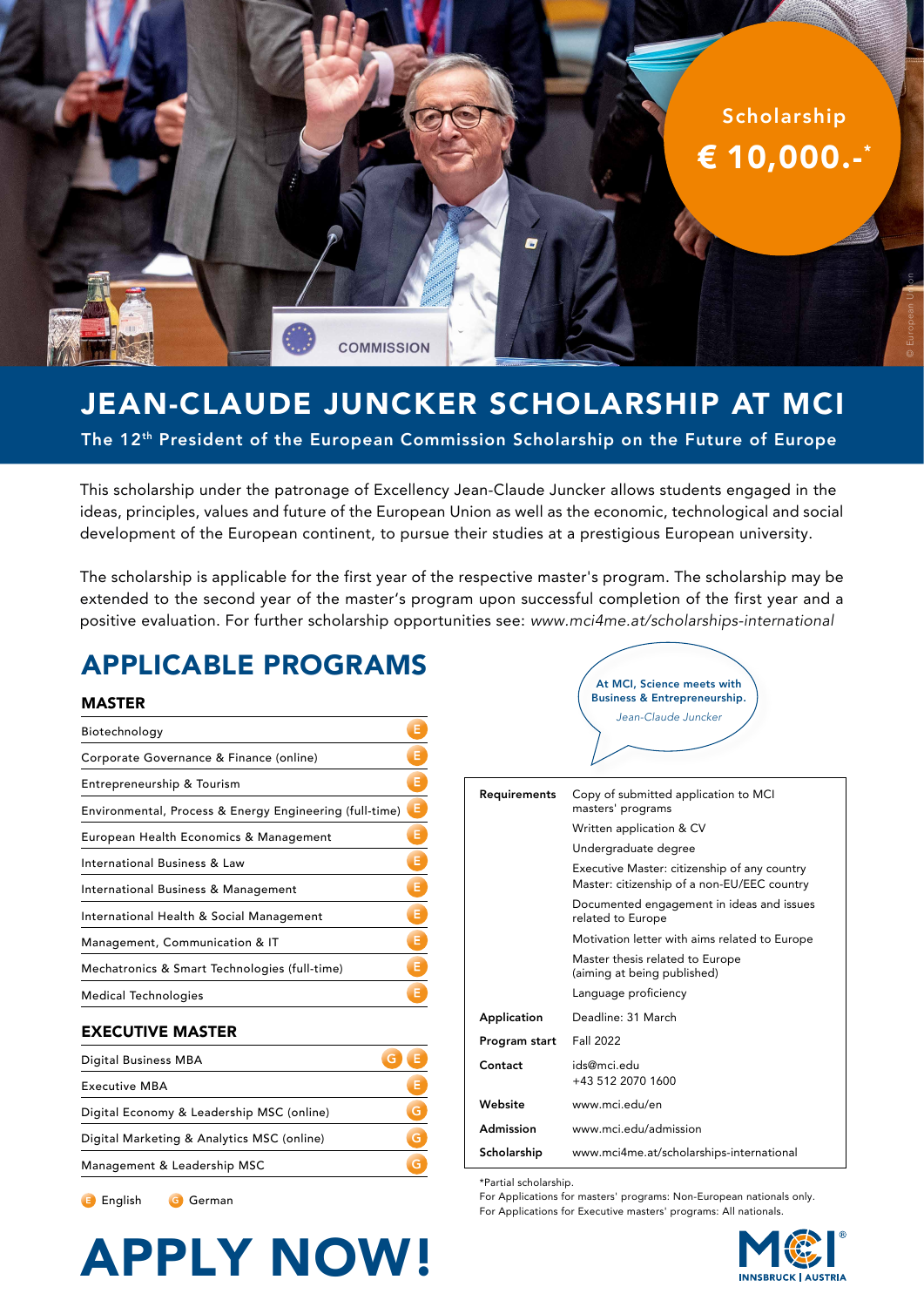Scholarship

**€ 10,000.-***

# JEAN-CLAUDE JUNCKER SCHOLARSHIP AT MCI

**The 12th President of the European Commission Scholarship on the Future of Europe**

This scholarship under the patronage of Excellency Jean-Claude Juncker allows students engaged in the ideas, principles, values and future of the European Union as well as the economic, technological and social development of the European continent, to pursue their studies at a prestigious European university.

The scholarship is applicable for the first year of the respective master's program. The scholarship may be extended to the second year of the master's program upon successful completion of the first year and a positive evaluation. For further scholarship opportunities see: *www.mci4me.at/scholarships-international*

## APPLICABLE PROGRAMS

### MASTER

| Program | Language |
| --- | --- |
| Biotechnology | E |
| Corporate Governance & Finance (online) | E |
| Entrepreneurship & Tourism | E |
| Environmental, Process & Energy Engineering (full-time) | E |
| European Health Economics & Management | E |
| International Business & Law | E |
| International Business & Management | E |
| International Health & Social Management | E |
| Management, Communication & IT | E |
| Mechatronics & Smart Technologies (full-time) | E |
| Medical Technologies | E |

### EXECUTIVE MASTER

| Program | Language |
| --- | --- |
| Digital Business MBA | G E |
| Executive MBA | E |
| Digital Economy & Leadership MSC (online) | G |
| Digital Marketing & Analytics MSC (online) | G |
| Management & Leadership MSC | G |

E English G German

> **At MCI, Science meets with Business & Entrepreneurship.**
> *Jean-Claude Juncker*

| | |
| --- | --- |
| **Requirements** | Copy of submitted application to MCI masters' programs<br>Written application & CV<br>Undergraduate degree<br>Executive Master: citizenship of any country<br>Master: citizenship of a non-EU/EEC country<br>Documented engagement in ideas and issues related to Europe<br>Motivation letter with aims related to Europe<br>Master thesis related to Europe (aiming at being published)<br>Language proficiency |
| **Application** | Deadline: 31 March |
| **Program start** | Fall 2022 |
| **Contact** | ids@mci.edu<br>+43 512 2070 1600 |
| **Website** | www.mci.edu/en |
| **Admission** | www.mci.edu/admission |
| **Scholarship** | www.mci4me.at/scholarships-international |

*Partial scholarship.
For Applications for masters' programs: Non-European nationals only.
For Applications for Executive masters' programs: All nationals.

# APPLY NOW!

MCI INNSBRUCK | AUSTRIA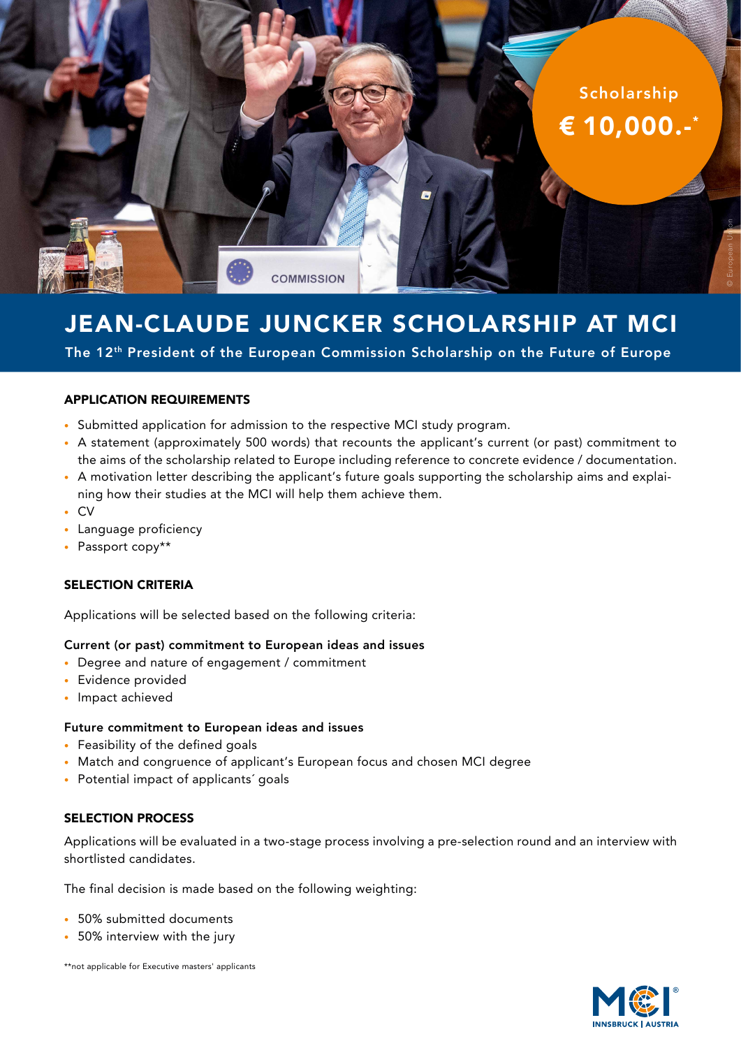Scholarship

€ 10,000.-*

# JEAN-CLAUDE JUNCKER SCHOLARSHIP AT MCI

**The 12th President of the European Commission Scholarship on the Future of Europe**

## APPLICATION REQUIREMENTS

- Submitted application for admission to the respective MCI study program.
- A statement (approximately 500 words) that recounts the applicant's current (or past) commitment to the aims of the scholarship related to Europe including reference to concrete evidence / documentation.
- A motivation letter describing the applicant's future goals supporting the scholarship aims and explaining how their studies at the MCI will help them achieve them.
- CV
- Language proficiency
- Passport copy**

## SELECTION CRITERIA

Applications will be selected based on the following criteria:

### Current (or past) commitment to European ideas and issues

- Degree and nature of engagement / commitment
- Evidence provided
- Impact achieved

### Future commitment to European ideas and issues

- Feasibility of the defined goals
- Match and congruence of applicant's European focus and chosen MCI degree
- Potential impact of applicants´ goals

## SELECTION PROCESS

Applications will be evaluated in a two-stage process involving a pre-selection round and an interview with shortlisted candidates.

The final decision is made based on the following weighting:

- 50% submitted documents
- 50% interview with the jury

**not applicable for Executive masters' applicants